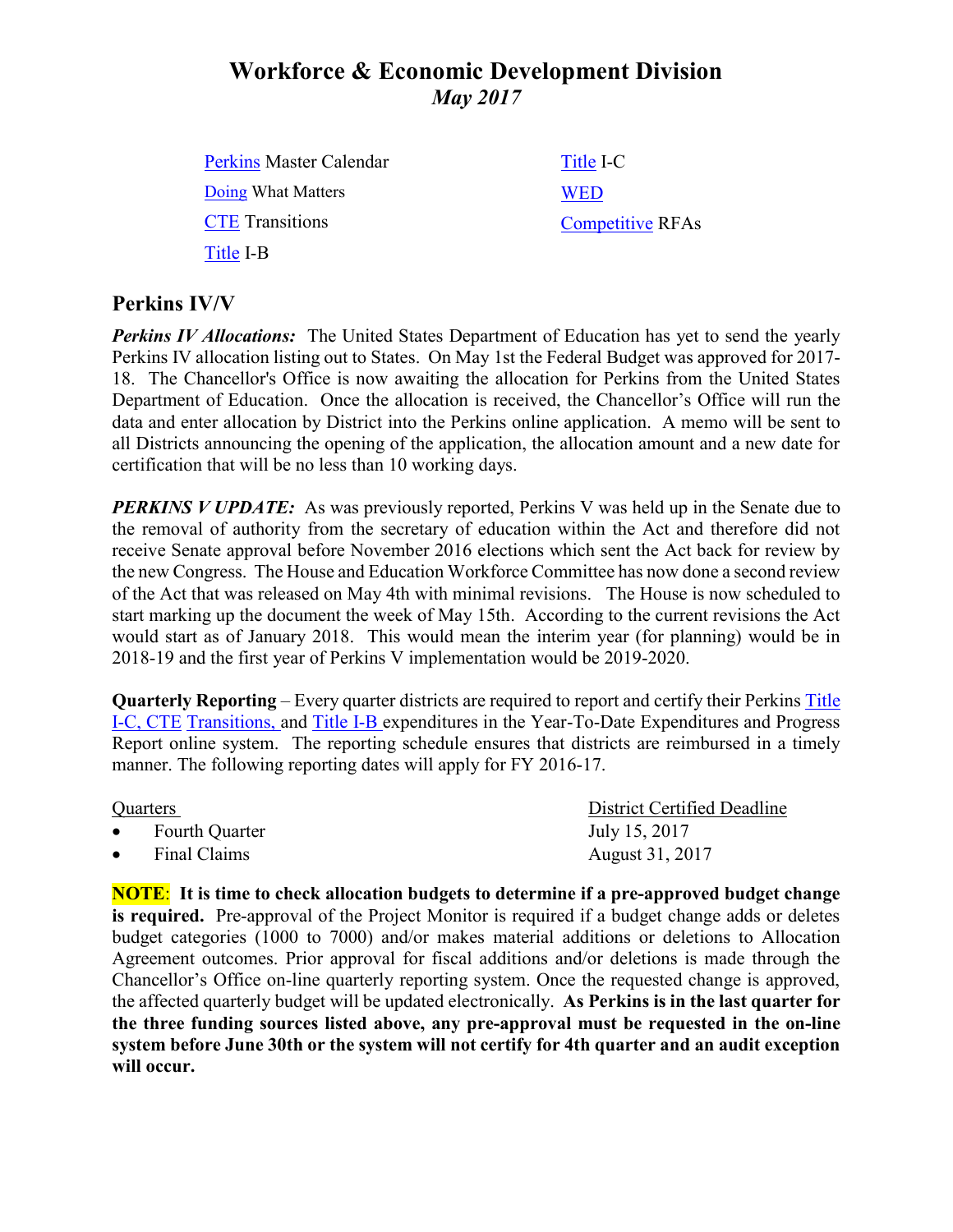# Workforce & Economic Development Division

*May 2017*

| | |
|---|---|
| Perkins Master Calendar | Title I-C |
| Doing What Matters | WED |
| CTE Transitions | Competitive RFAs |
| Title I-B | |

## Perkins IV/V

***Perkins IV Allocations:*** The United States Department of Education has yet to send the yearly Perkins IV allocation listing out to States. On May 1st the Federal Budget was approved for 2017-18. The Chancellor's Office is now awaiting the allocation for Perkins from the United States Department of Education. Once the allocation is received, the Chancellor's Office will run the data and enter allocation by District into the Perkins online application. A memo will be sent to all Districts announcing the opening of the application, the allocation amount and a new date for certification that will be no less than 10 working days.

***PERKINS V UPDATE:*** As was previously reported, Perkins V was held up in the Senate due to the removal of authority from the secretary of education within the Act and therefore did not receive Senate approval before November 2016 elections which sent the Act back for review by the new Congress. The House and Education Workforce Committee has now done a second review of the Act that was released on May 4th with minimal revisions. The House is now scheduled to start marking up the document the week of May 15th. According to the current revisions the Act would start as of January 2018. This would mean the interim year (for planning) would be in 2018-19 and the first year of Perkins V implementation would be 2019-2020.

**Quarterly Reporting** – Every quarter districts are required to report and certify their Perkins Title I-C, CTE Transitions, and Title I-B expenditures in the Year-To-Date Expenditures and Progress Report online system. The reporting schedule ensures that districts are reimbursed in a timely manner. The following reporting dates will apply for FY 2016-17.

| Quarters | District Certified Deadline |
|---|---|
| • Fourth Quarter | July 15, 2017 |
| • Final Claims | August 31, 2017 |

**NOTE**: **It is time to check allocation budgets to determine if a pre-approved budget change is required.** Pre-approval of the Project Monitor is required if a budget change adds or deletes budget categories (1000 to 7000) and/or makes material additions or deletions to Allocation Agreement outcomes. Prior approval for fiscal additions and/or deletions is made through the Chancellor's Office on-line quarterly reporting system. Once the requested change is approved, the affected quarterly budget will be updated electronically. **As Perkins is in the last quarter for the three funding sources listed above, any pre-approval must be requested in the on-line system before June 30th or the system will not certify for 4th quarter and an audit exception will occur.**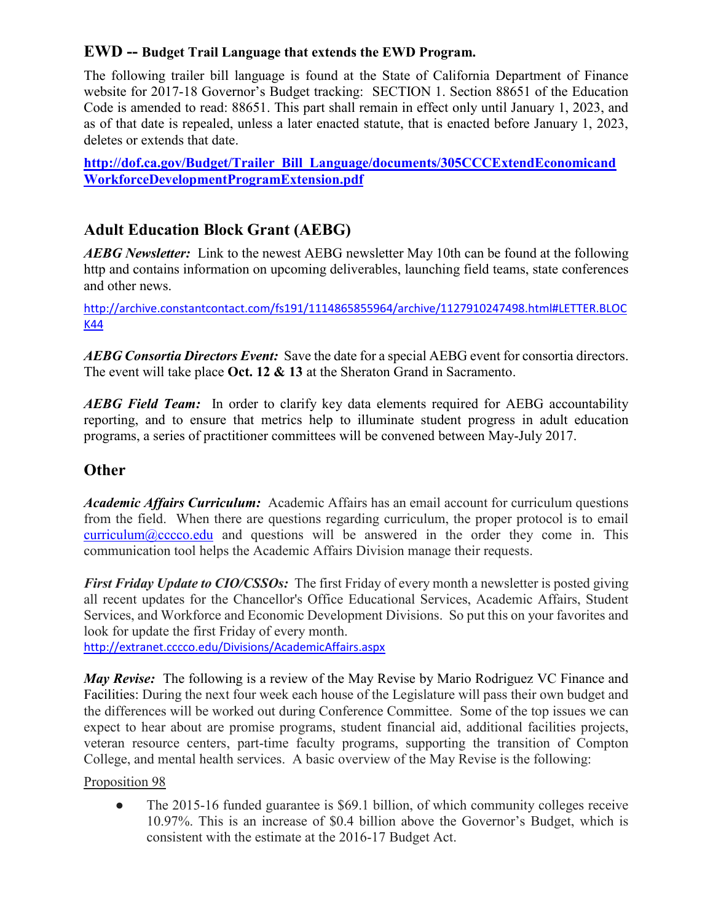### **EWD -- Budget Trail Language that extends the EWD Program.**

The following trailer bill language is found at the State of California Department of Finance website for 2017-18 Governor's Budget tracking: SECTION 1. Section 88651 of the Education Code is amended to read: 88651. This part shall remain in effect only until January 1, 2023, and as of that date is repealed, unless a later enacted statute, that is enacted before January 1, 2023, deletes or extends that date.

**http://dof.ca.gov/Budget/Trailer_Bill_Language/documents/305CCCExtendEconomicandWorkforceDevelopmentProgramExtension.pdf**

## Adult Education Block Grant (AEBG)

***AEBG Newsletter:*** Link to the newest AEBG newsletter May 10th can be found at the following http and contains information on upcoming deliverables, launching field teams, state conferences and other news.

http://archive.constantcontact.com/fs191/1114865855964/archive/1127910247498.html#LETTER.BLOCK44

***AEBG Consortia Directors Event:*** Save the date for a special AEBG event for consortia directors. The event will take place **Oct. 12 & 13** at the Sheraton Grand in Sacramento.

***AEBG Field Team:*** In order to clarify key data elements required for AEBG accountability reporting, and to ensure that metrics help to illuminate student progress in adult education programs, a series of practitioner committees will be convened between May-July 2017.

## Other

***Academic Affairs Curriculum:*** Academic Affairs has an email account for curriculum questions from the field. When there are questions regarding curriculum, the proper protocol is to email curriculum@cccco.edu and questions will be answered in the order they come in. This communication tool helps the Academic Affairs Division manage their requests.

***First Friday Update to CIO/CSSOs:*** The first Friday of every month a newsletter is posted giving all recent updates for the Chancellor's Office Educational Services, Academic Affairs, Student Services, and Workforce and Economic Development Divisions. So put this on your favorites and look for update the first Friday of every month.
http://extranet.cccco.edu/Divisions/AcademicAffairs.aspx

***May Revise:*** The following is a review of the May Revise by Mario Rodriguez VC Finance and Facilities: During the next four week each house of the Legislature will pass their own budget and the differences will be worked out during Conference Committee. Some of the top issues we can expect to hear about are promise programs, student financial aid, additional facilities projects, veteran resource centers, part-time faculty programs, supporting the transition of Compton College, and mental health services. A basic overview of the May Revise is the following:

Proposition 98

- The 2015-16 funded guarantee is $69.1 billion, of which community colleges receive 10.97%. This is an increase of $0.4 billion above the Governor's Budget, which is consistent with the estimate at the 2016-17 Budget Act.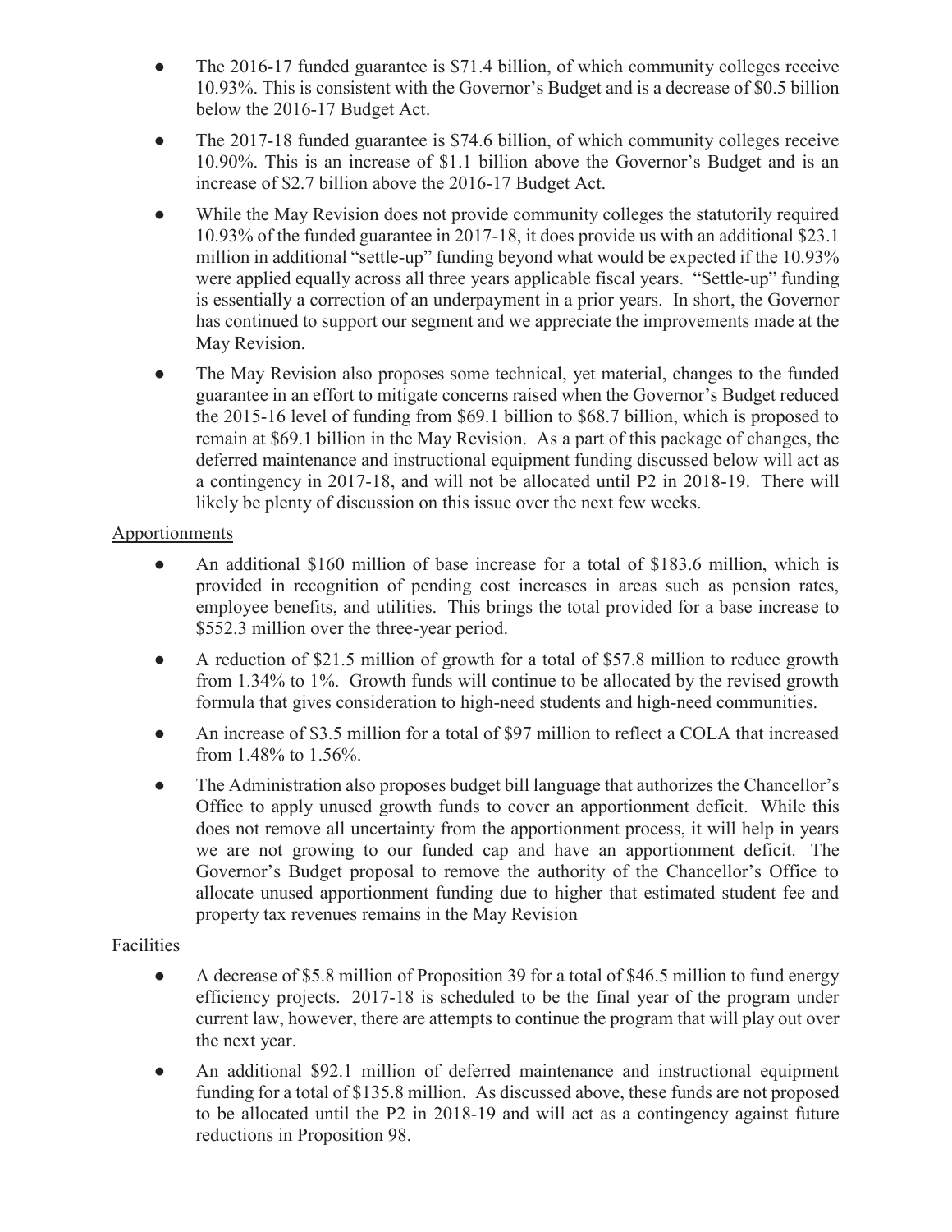- The 2016-17 funded guarantee is $71.4 billion, of which community colleges receive 10.93%. This is consistent with the Governor's Budget and is a decrease of $0.5 billion below the 2016-17 Budget Act.
- The 2017-18 funded guarantee is $74.6 billion, of which community colleges receive 10.90%. This is an increase of $1.1 billion above the Governor's Budget and is an increase of $2.7 billion above the 2016-17 Budget Act.
- While the May Revision does not provide community colleges the statutorily required 10.93% of the funded guarantee in 2017-18, it does provide us with an additional $23.1 million in additional "settle-up" funding beyond what would be expected if the 10.93% were applied equally across all three years applicable fiscal years. "Settle-up" funding is essentially a correction of an underpayment in a prior years. In short, the Governor has continued to support our segment and we appreciate the improvements made at the May Revision.
- The May Revision also proposes some technical, yet material, changes to the funded guarantee in an effort to mitigate concerns raised when the Governor's Budget reduced the 2015-16 level of funding from $69.1 billion to $68.7 billion, which is proposed to remain at $69.1 billion in the May Revision. As a part of this package of changes, the deferred maintenance and instructional equipment funding discussed below will act as a contingency in 2017-18, and will not be allocated until P2 in 2018-19. There will likely be plenty of discussion on this issue over the next few weeks.

Apportionments

- An additional $160 million of base increase for a total of $183.6 million, which is provided in recognition of pending cost increases in areas such as pension rates, employee benefits, and utilities. This brings the total provided for a base increase to $552.3 million over the three-year period.
- A reduction of $21.5 million of growth for a total of $57.8 million to reduce growth from 1.34% to 1%. Growth funds will continue to be allocated by the revised growth formula that gives consideration to high-need students and high-need communities.
- An increase of $3.5 million for a total of $97 million to reflect a COLA that increased from 1.48% to 1.56%.
- The Administration also proposes budget bill language that authorizes the Chancellor's Office to apply unused growth funds to cover an apportionment deficit. While this does not remove all uncertainty from the apportionment process, it will help in years we are not growing to our funded cap and have an apportionment deficit. The Governor's Budget proposal to remove the authority of the Chancellor's Office to allocate unused apportionment funding due to higher that estimated student fee and property tax revenues remains in the May Revision

Facilities

- A decrease of $5.8 million of Proposition 39 for a total of $46.5 million to fund energy efficiency projects. 2017-18 is scheduled to be the final year of the program under current law, however, there are attempts to continue the program that will play out over the next year.
- An additional $92.1 million of deferred maintenance and instructional equipment funding for a total of $135.8 million. As discussed above, these funds are not proposed to be allocated until the P2 in 2018-19 and will act as a contingency against future reductions in Proposition 98.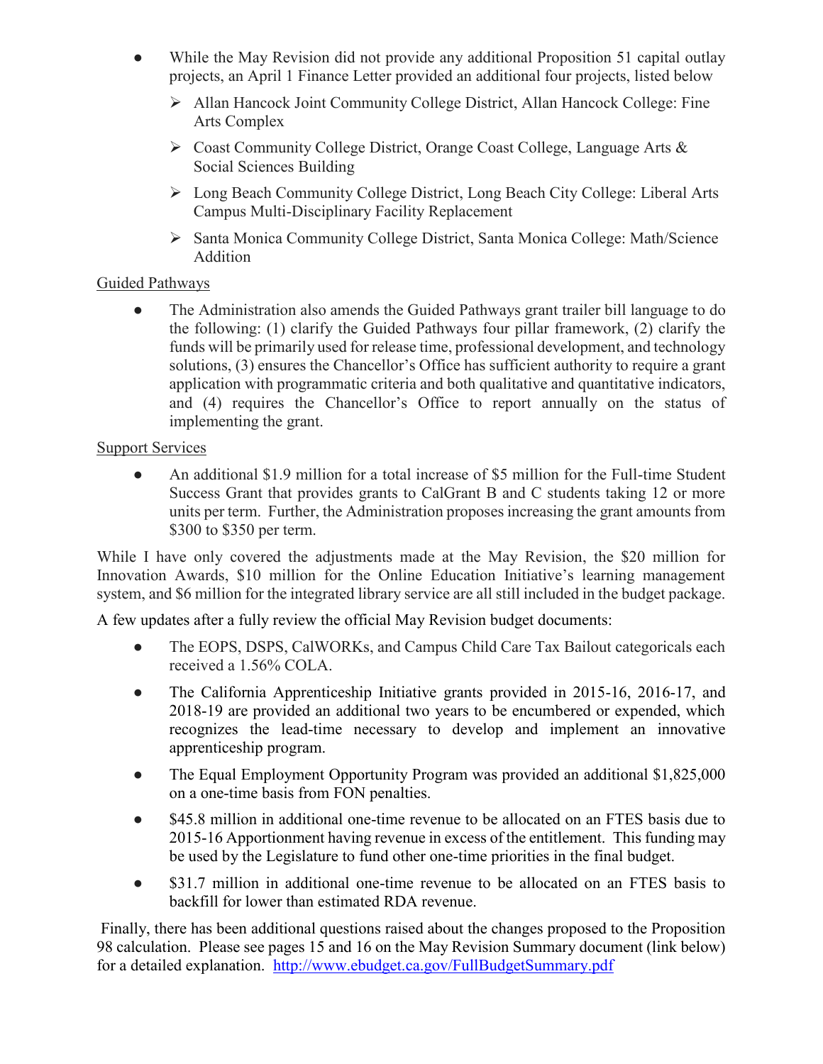- While the May Revision did not provide any additional Proposition 51 capital outlay projects, an April 1 Finance Letter provided an additional four projects, listed below
  - Allan Hancock Joint Community College District, Allan Hancock College: Fine Arts Complex
  - Coast Community College District, Orange Coast College, Language Arts & Social Sciences Building
  - Long Beach Community College District, Long Beach City College: Liberal Arts Campus Multi-Disciplinary Facility Replacement
  - Santa Monica Community College District, Santa Monica College: Math/Science Addition

<u>Guided Pathways</u>

- The Administration also amends the Guided Pathways grant trailer bill language to do the following: (1) clarify the Guided Pathways four pillar framework, (2) clarify the funds will be primarily used for release time, professional development, and technology solutions, (3) ensures the Chancellor's Office has sufficient authority to require a grant application with programmatic criteria and both qualitative and quantitative indicators, and (4) requires the Chancellor's Office to report annually on the status of implementing the grant.

<u>Support Services</u>

- An additional $1.9 million for a total increase of $5 million for the Full-time Student Success Grant that provides grants to CalGrant B and C students taking 12 or more units per term. Further, the Administration proposes increasing the grant amounts from $300 to $350 per term.

While I have only covered the adjustments made at the May Revision, the $20 million for Innovation Awards, $10 million for the Online Education Initiative's learning management system, and $6 million for the integrated library service are all still included in the budget package.

A few updates after a fully review the official May Revision budget documents:

- The EOPS, DSPS, CalWORKs, and Campus Child Care Tax Bailout categoricals each received a 1.56% COLA.
- The California Apprenticeship Initiative grants provided in 2015-16, 2016-17, and 2018-19 are provided an additional two years to be encumbered or expended, which recognizes the lead-time necessary to develop and implement an innovative apprenticeship program.
- The Equal Employment Opportunity Program was provided an additional $1,825,000 on a one-time basis from FON penalties.
- $45.8 million in additional one-time revenue to be allocated on an FTES basis due to 2015-16 Apportionment having revenue in excess of the entitlement. This funding may be used by the Legislature to fund other one-time priorities in the final budget.
- $31.7 million in additional one-time revenue to be allocated on an FTES basis to backfill for lower than estimated RDA revenue.

Finally, there has been additional questions raised about the changes proposed to the Proposition 98 calculation. Please see pages 15 and 16 on the May Revision Summary document (link below) for a detailed explanation. http://www.ebudget.ca.gov/FullBudgetSummary.pdf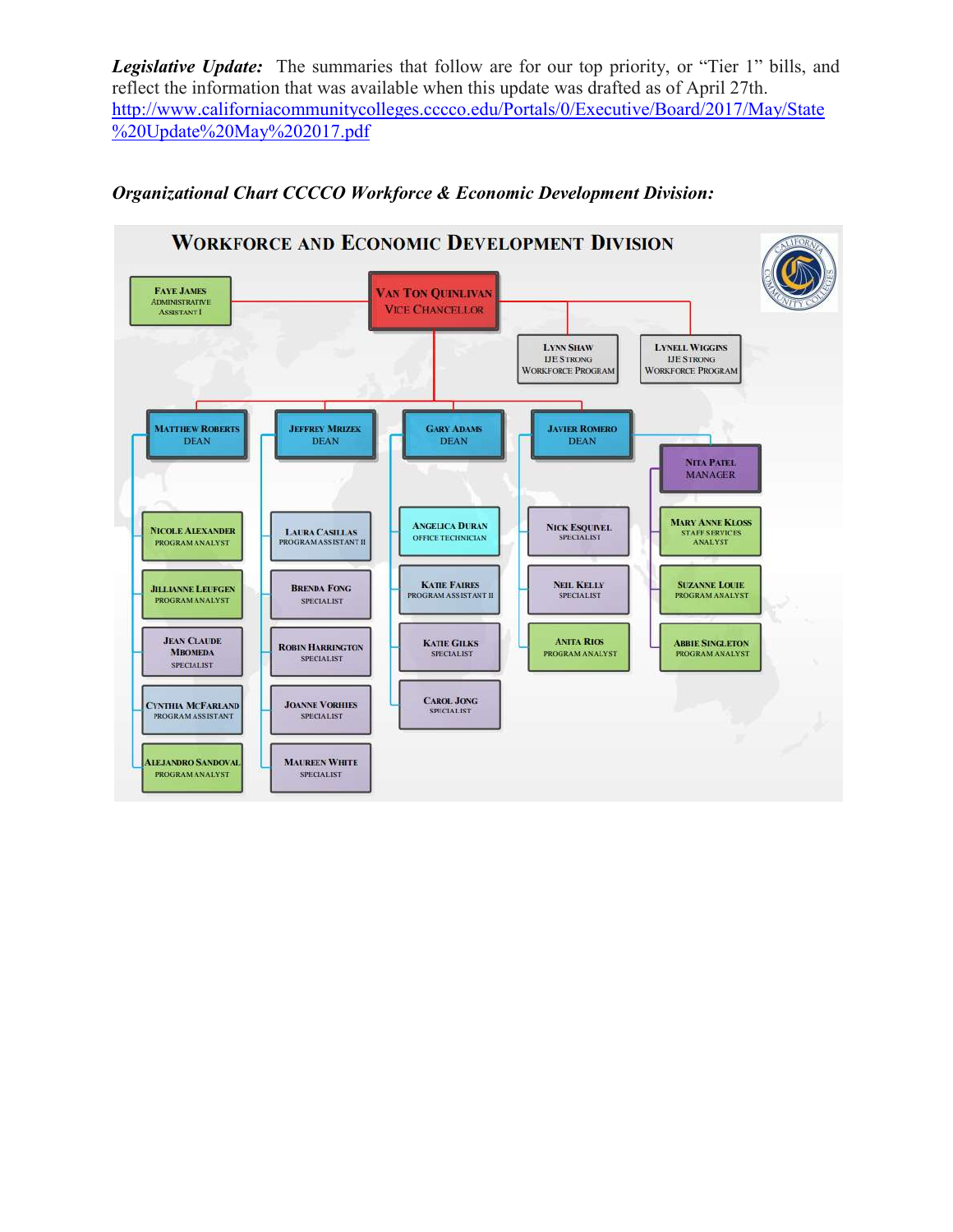***Legislative Update:*** The summaries that follow are for our top priority, or "Tier 1" bills, and reflect the information that was available when this update was drafted as of April 27th. http://www.californiacommunitycolleges.cccco.edu/Portals/0/Executive/Board/2017/May/State%20Update%20May%202017.pdf

***Organizational Chart CCCCO Workforce & Economic Development Division:***

WORKFORCE AND ECONOMIC DEVELOPMENT DIVISION

VAN TON QUINLIVAN
VICE CHANCELLOR

FAYE JAMES
ADMINISTRATIVE ASSISTANT I

LYNN SHAW
IJE STRONG WORKFORCE PROGRAM

LYNELL WIGGINS
IJE STRONG WORKFORCE PROGRAM

MATTHEW ROBERTS
DEAN

NICOLE ALEXANDER
PROGRAM ANALYST

JILLIANNE LEUFGEN
PROGRAM ANALYST

JEAN CLAUDE MBOMEDA
SPECIALIST

CYNTHIA MCFARLAND
PROGRAM ASSISTANT

ALEJANDRO SANDOVAL
PROGRAM ANALYST

JEFFREY MRIZEK
DEAN

LAURA CASILLAS
PROGRAM ASSISTANT II

BRENDA FONG
SPECIALIST

ROBIN HARRINGTON
SPECIALIST

JOANNE VORHIES
SPECIALIST

MAUREEN WHITE
SPECIALIST

GARY ADAMS
DEAN

ANGELICA DURAN
OFFICE TECHNICIAN

KATIE FAIRES
PROGRAM ASSISTANT II

KATIE GILKS
SPECIALIST

CAROL JONG
SPECIALIST

JAVIER ROMERO
DEAN

NICK ESQUIVEL
SPECIALIST

NEIL KELLY
SPECIALIST

ANITA RIOS
PROGRAM ANALYST

NITA PATEL
MANAGER

MARY ANNE KLOSS
STAFF SERVICES ANALYST

SUZANNE LOUIE
PROGRAM ANALYST

ABBIE SINGLETON
PROGRAM ANALYST